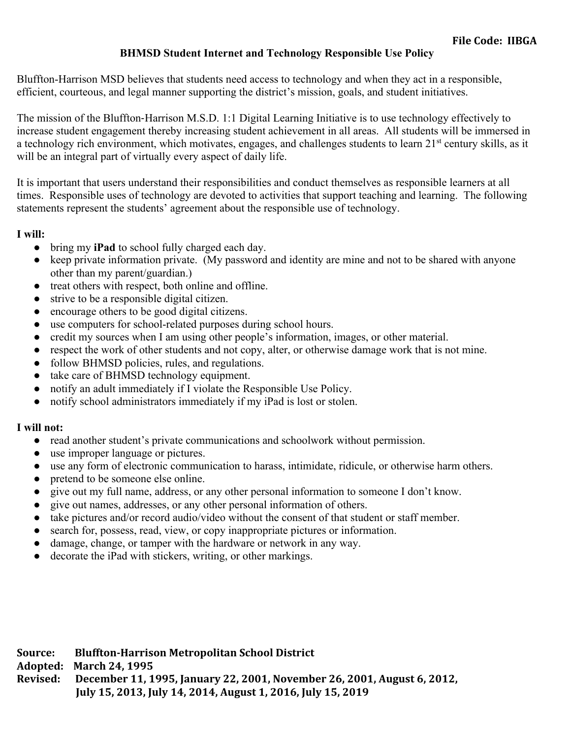**File Code: IIBGA**

# BHMSD Student Internet and Technology Responsible Use Policy

Bluffton-Harrison MSD believes that students need access to technology and when they act in a responsible, efficient, courteous, and legal manner supporting the district's mission, goals, and student initiatives.

The mission of the Bluffton-Harrison M.S.D. 1:1 Digital Learning Initiative is to use technology effectively to increase student engagement thereby increasing student achievement in all areas. All students will be immersed in a technology rich environment, which motivates, engages, and challenges students to learn 21st century skills, as it will be an integral part of virtually every aspect of daily life.

It is important that users understand their responsibilities and conduct themselves as responsible learners at all times. Responsible uses of technology are devoted to activities that support teaching and learning. The following statements represent the students' agreement about the responsible use of technology.

**I will:**

- bring my **iPad** to school fully charged each day.
- keep private information private. (My password and identity are mine and not to be shared with anyone other than my parent/guardian.)
- treat others with respect, both online and offline.
- strive to be a responsible digital citizen.
- encourage others to be good digital citizens.
- use computers for school-related purposes during school hours.
- credit my sources when I am using other people's information, images, or other material.
- respect the work of other students and not copy, alter, or otherwise damage work that is not mine.
- follow BHMSD policies, rules, and regulations.
- take care of BHMSD technology equipment.
- notify an adult immediately if I violate the Responsible Use Policy.
- notify school administrators immediately if my iPad is lost or stolen.

**I will not:**

- read another student's private communications and schoolwork without permission.
- use improper language or pictures.
- use any form of electronic communication to harass, intimidate, ridicule, or otherwise harm others.
- pretend to be someone else online.
- give out my full name, address, or any other personal information to someone I don't know.
- give out names, addresses, or any other personal information of others.
- take pictures and/or record audio/video without the consent of that student or staff member.
- search for, possess, read, view, or copy inappropriate pictures or information.
- damage, change, or tamper with the hardware or network in any way.
- decorate the iPad with stickers, writing, or other markings.

**Source:** **Bluffton-Harrison Metropolitan School District**
**Adopted:** **March 24, 1995**
**Revised:** **December 11, 1995, January 22, 2001, November 26, 2001, August 6, 2012, July 15, 2013, July 14, 2014, August 1, 2016, July 15, 2019**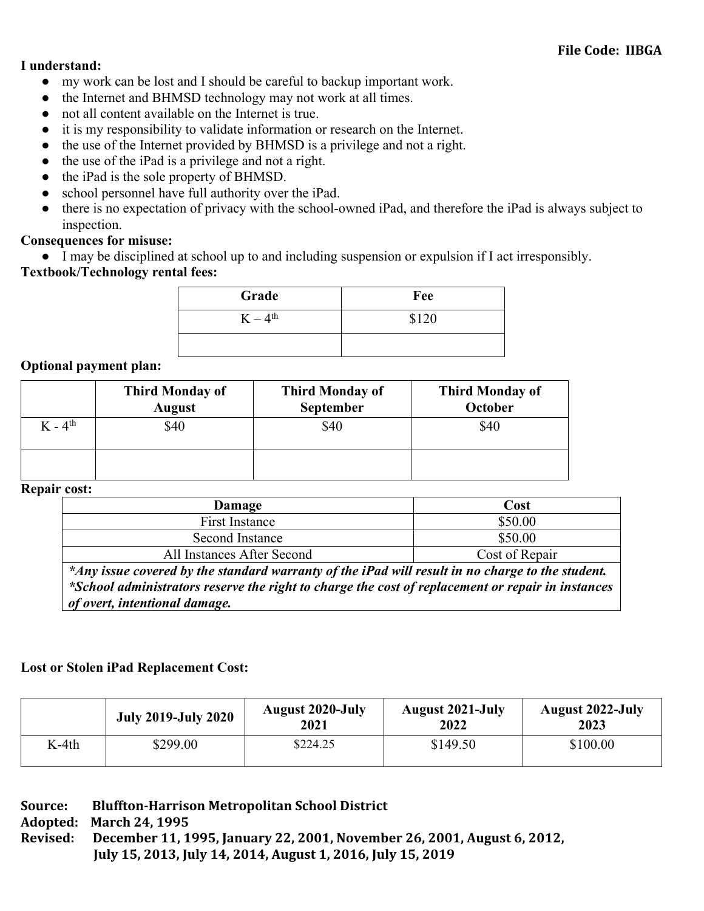File Code: IIBGA

**I understand:**

- my work can be lost and I should be careful to backup important work.
- the Internet and BHMSD technology may not work at all times.
- not all content available on the Internet is true.
- it is my responsibility to validate information or research on the Internet.
- the use of the Internet provided by BHMSD is a privilege and not a right.
- the use of the iPad is a privilege and not a right.
- the iPad is the sole property of BHMSD.
- school personnel have full authority over the iPad.
- there is no expectation of privacy with the school-owned iPad, and therefore the iPad is always subject to inspection.

**Consequences for misuse:**

- I may be disciplined at school up to and including suspension or expulsion if I act irresponsibly.

**Textbook/Technology rental fees:**

| Grade | Fee |
|---|---|
| K – 4th | $120 |
| | |

**Optional payment plan:**

| | Third Monday of August | Third Monday of September | Third Monday of October |
|---|---|---|---|
| K - 4th | $40 | $40 | $40 |
| | | | |

**Repair cost:**

| Damage | Cost |
|---|---|
| First Instance | $50.00 |
| Second Instance | $50.00 |
| All Instances After Second | Cost of Repair |
| ***Any issue covered by the standard warranty of the iPad will result in no charge to the student. *School administrators reserve the right to charge the cost of replacement or repair in instances of overt, intentional damage.*** | |

**Lost or Stolen iPad Replacement Cost:**

| | July 2019-July 2020 | August 2020-July 2021 | August 2021-July 2022 | August 2022-July 2023 |
|---|---|---|---|---|
| K-4th | $299.00 | $224.25 | $149.50 | $100.00 |

**Source:** Bluffton-Harrison Metropolitan School District
**Adopted:** March 24, 1995
**Revised:** December 11, 1995, January 22, 2001, November 26, 2001, August 6, 2012, July 15, 2013, July 14, 2014, August 1, 2016, July 15, 2019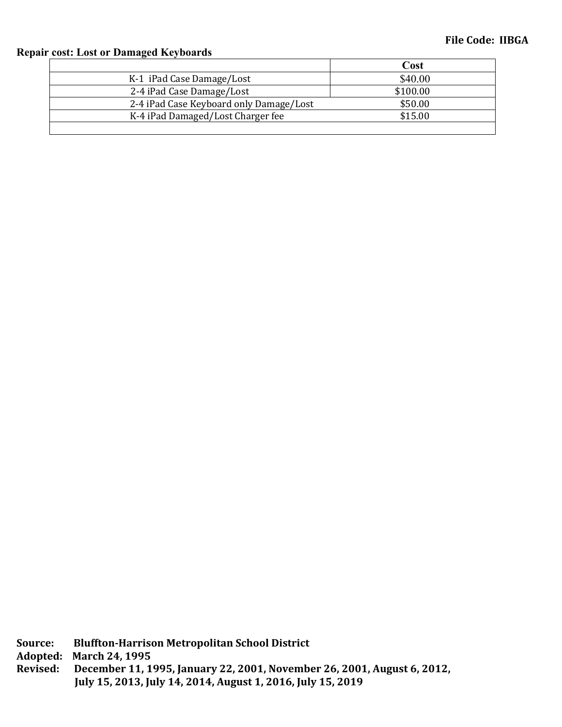**Repair cost: Lost or Damaged Keyboards**

| | Cost |
|---|---|
| K-1 iPad Case Damage/Lost | $40.00 |
| 2-4 iPad Case Damage/Lost | $100.00 |
| 2-4 iPad Case Keyboard only Damage/Lost | $50.00 |
| K-4 iPad Damaged/Lost Charger fee | $15.00 |
| | |

**Source:** **Bluffton-Harrison Metropolitan School District**
**Adopted:** **March 24, 1995**
**Revised:** **December 11, 1995, January 22, 2001, November 26, 2001, August 6, 2012, July 15, 2013, July 14, 2014, August 1, 2016, July 15, 2019**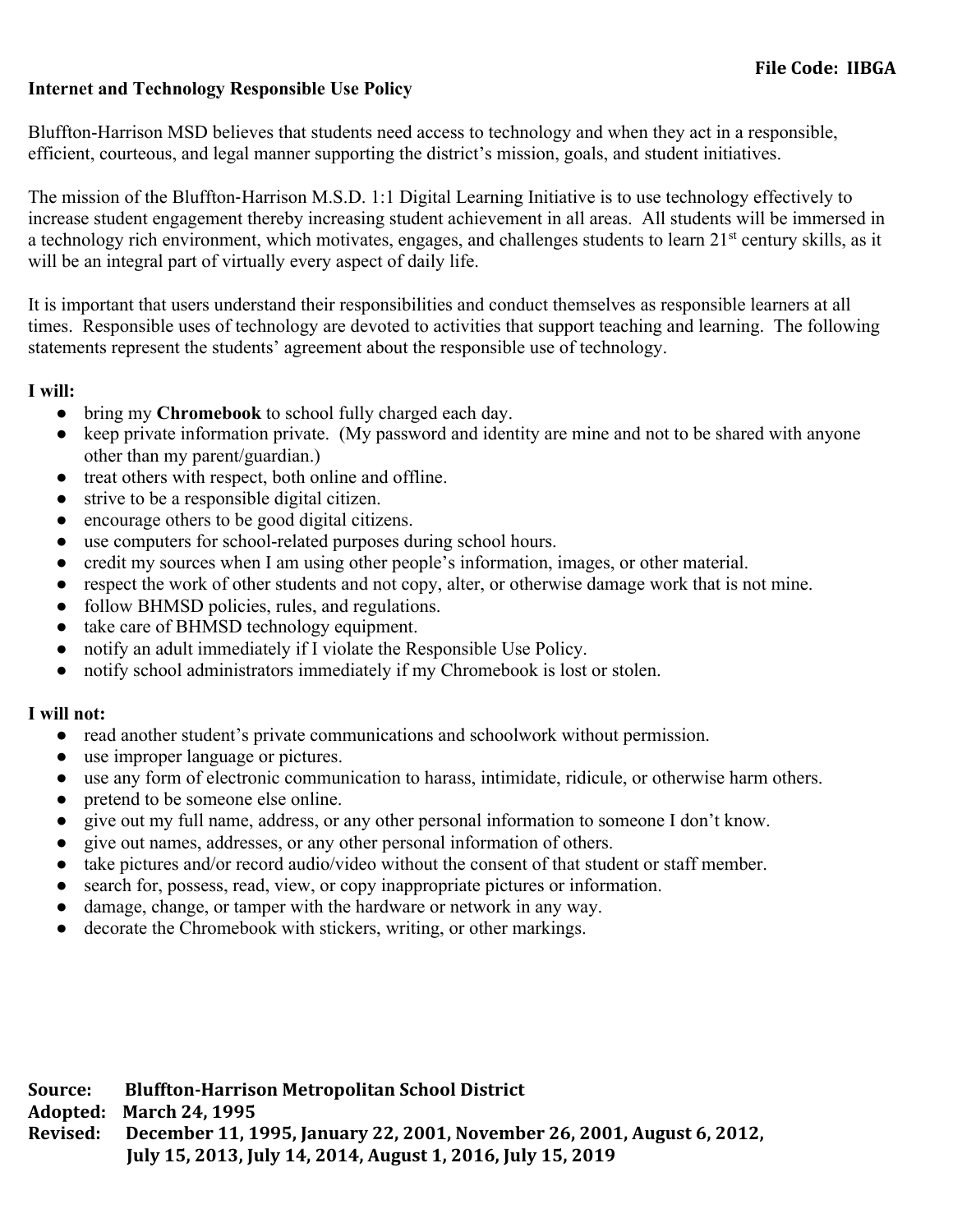**File Code: IIBGA**

# Internet and Technology Responsible Use Policy

Bluffton-Harrison MSD believes that students need access to technology and when they act in a responsible, efficient, courteous, and legal manner supporting the district's mission, goals, and student initiatives.

The mission of the Bluffton-Harrison M.S.D. 1:1 Digital Learning Initiative is to use technology effectively to increase student engagement thereby increasing student achievement in all areas. All students will be immersed in a technology rich environment, which motivates, engages, and challenges students to learn 21st century skills, as it will be an integral part of virtually every aspect of daily life.

It is important that users understand their responsibilities and conduct themselves as responsible learners at all times. Responsible uses of technology are devoted to activities that support teaching and learning. The following statements represent the students' agreement about the responsible use of technology.

**I will:**

- bring my **Chromebook** to school fully charged each day.
- keep private information private. (My password and identity are mine and not to be shared with anyone other than my parent/guardian.)
- treat others with respect, both online and offline.
- strive to be a responsible digital citizen.
- encourage others to be good digital citizens.
- use computers for school-related purposes during school hours.
- credit my sources when I am using other people's information, images, or other material.
- respect the work of other students and not copy, alter, or otherwise damage work that is not mine.
- follow BHMSD policies, rules, and regulations.
- take care of BHMSD technology equipment.
- notify an adult immediately if I violate the Responsible Use Policy.
- notify school administrators immediately if my Chromebook is lost or stolen.

**I will not:**

- read another student's private communications and schoolwork without permission.
- use improper language or pictures.
- use any form of electronic communication to harass, intimidate, ridicule, or otherwise harm others.
- pretend to be someone else online.
- give out my full name, address, or any other personal information to someone I don't know.
- give out names, addresses, or any other personal information of others.
- take pictures and/or record audio/video without the consent of that student or staff member.
- search for, possess, read, view, or copy inappropriate pictures or information.
- damage, change, or tamper with the hardware or network in any way.
- decorate the Chromebook with stickers, writing, or other markings.

**Source:** **Bluffton-Harrison Metropolitan School District**
**Adopted:** **March 24, 1995**
**Revised:** **December 11, 1995, January 22, 2001, November 26, 2001, August 6, 2012, July 15, 2013, July 14, 2014, August 1, 2016, July 15, 2019**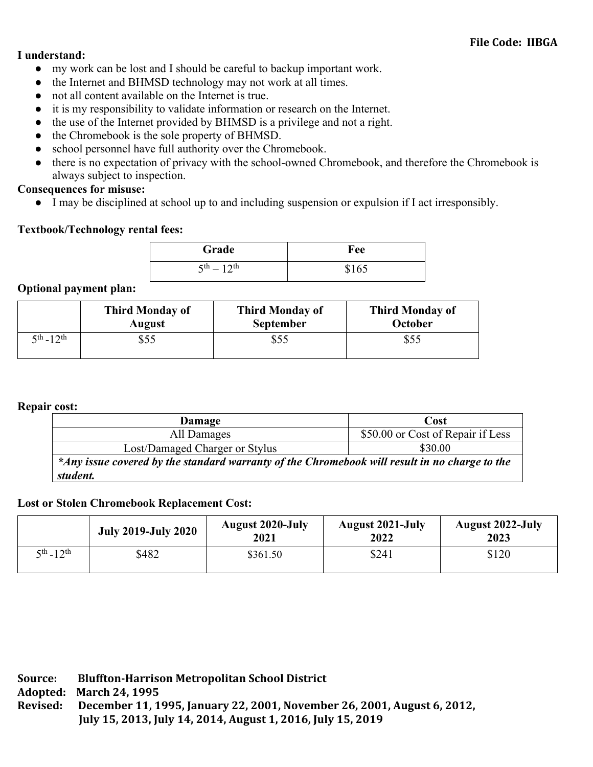**File Code: IIBGA**

**I understand:**

- my work can be lost and I should be careful to backup important work.
- the Internet and BHMSD technology may not work at all times.
- not all content available on the Internet is true.
- it is my responsibility to validate information or research on the Internet.
- the use of the Internet provided by BHMSD is a privilege and not a right.
- the Chromebook is the sole property of BHMSD.
- school personnel have full authority over the Chromebook.
- there is no expectation of privacy with the school-owned Chromebook, and therefore the Chromebook is always subject to inspection.

**Consequences for misuse:**

- I may be disciplined at school up to and including suspension or expulsion if I act irresponsibly.

**Textbook/Technology rental fees:**

| Grade | Fee |
|---|---|
| 5th – 12th | $165 |

**Optional payment plan:**

| | Third Monday of August | Third Monday of September | Third Monday of October |
|---|---|---|---|
| 5th -12th | $55 | $55 | $55 |

**Repair cost:**

| Damage | Cost |
|---|---|
| All Damages | $50.00 or Cost of Repair if Less |
| Lost/Damaged Charger or Stylus | $30.00 |
| ***Any issue covered by the standard warranty of the Chromebook will result in no charge to the student.*** | |

**Lost or Stolen Chromebook Replacement Cost:**

| | July 2019-July 2020 | August 2020-July 2021 | August 2021-July 2022 | August 2022-July 2023 |
|---|---|---|---|---|
| 5th -12th | $482 | $361.50 | $241 | $120 |

**Source:** **Bluffton-Harrison Metropolitan School District**
**Adopted:** **March 24, 1995**
**Revised:** **December 11, 1995, January 22, 2001, November 26, 2001, August 6, 2012, July 15, 2013, July 14, 2014, August 1, 2016, July 15, 2019**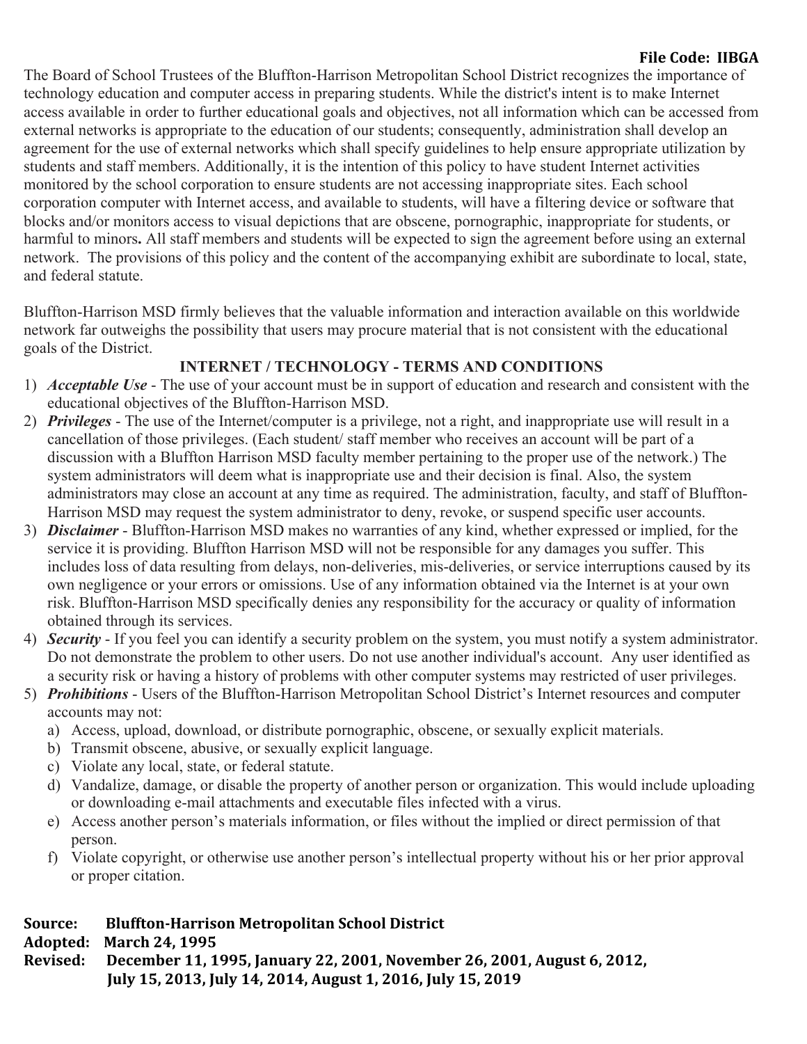**File Code: IIBGA**

The Board of School Trustees of the Bluffton-Harrison Metropolitan School District recognizes the importance of technology education and computer access in preparing students. While the district's intent is to make Internet access available in order to further educational goals and objectives, not all information which can be accessed from external networks is appropriate to the education of our students; consequently, administration shall develop an agreement for the use of external networks which shall specify guidelines to help ensure appropriate utilization by students and staff members. Additionally, it is the intention of this policy to have student Internet activities monitored by the school corporation to ensure students are not accessing inappropriate sites. Each school corporation computer with Internet access, and available to students, will have a filtering device or software that blocks and/or monitors access to visual depictions that are obscene, pornographic, inappropriate for students, or harmful to minors**.** All staff members and students will be expected to sign the agreement before using an external network. The provisions of this policy and the content of the accompanying exhibit are subordinate to local, state, and federal statute.

Bluffton-Harrison MSD firmly believes that the valuable information and interaction available on this worldwide network far outweighs the possibility that users may procure material that is not consistent with the educational goals of the District.

**INTERNET / TECHNOLOGY - TERMS AND CONDITIONS**

1) ***Acceptable Use*** - The use of your account must be in support of education and research and consistent with the educational objectives of the Bluffton-Harrison MSD.
2) ***Privileges*** - The use of the Internet/computer is a privilege, not a right, and inappropriate use will result in a cancellation of those privileges. (Each student/ staff member who receives an account will be part of a discussion with a Bluffton Harrison MSD faculty member pertaining to the proper use of the network.) The system administrators will deem what is inappropriate use and their decision is final. Also, the system administrators may close an account at any time as required. The administration, faculty, and staff of Bluffton-Harrison MSD may request the system administrator to deny, revoke, or suspend specific user accounts.
3) ***Disclaimer*** - Bluffton-Harrison MSD makes no warranties of any kind, whether expressed or implied, for the service it is providing. Bluffton Harrison MSD will not be responsible for any damages you suffer. This includes loss of data resulting from delays, non-deliveries, mis-deliveries, or service interruptions caused by its own negligence or your errors or omissions. Use of any information obtained via the Internet is at your own risk. Bluffton-Harrison MSD specifically denies any responsibility for the accuracy or quality of information obtained through its services.
4) ***Security*** - If you feel you can identify a security problem on the system, you must notify a system administrator. Do not demonstrate the problem to other users. Do not use another individual's account. Any user identified as a security risk or having a history of problems with other computer systems may restricted of user privileges.
5) ***Prohibitions*** - Users of the Bluffton-Harrison Metropolitan School District's Internet resources and computer accounts may not:
   a) Access, upload, download, or distribute pornographic, obscene, or sexually explicit materials.
   b) Transmit obscene, abusive, or sexually explicit language.
   c) Violate any local, state, or federal statute.
   d) Vandalize, damage, or disable the property of another person or organization. This would include uploading or downloading e-mail attachments and executable files infected with a virus.
   e) Access another person's materials information, or files without the implied or direct permission of that person.
   f) Violate copyright, or otherwise use another person's intellectual property without his or her prior approval or proper citation.

**Source: Bluffton-Harrison Metropolitan School District**
**Adopted: March 24, 1995**
**Revised: December 11, 1995, January 22, 2001, November 26, 2001, August 6, 2012, July 15, 2013, July 14, 2014, August 1, 2016, July 15, 2019**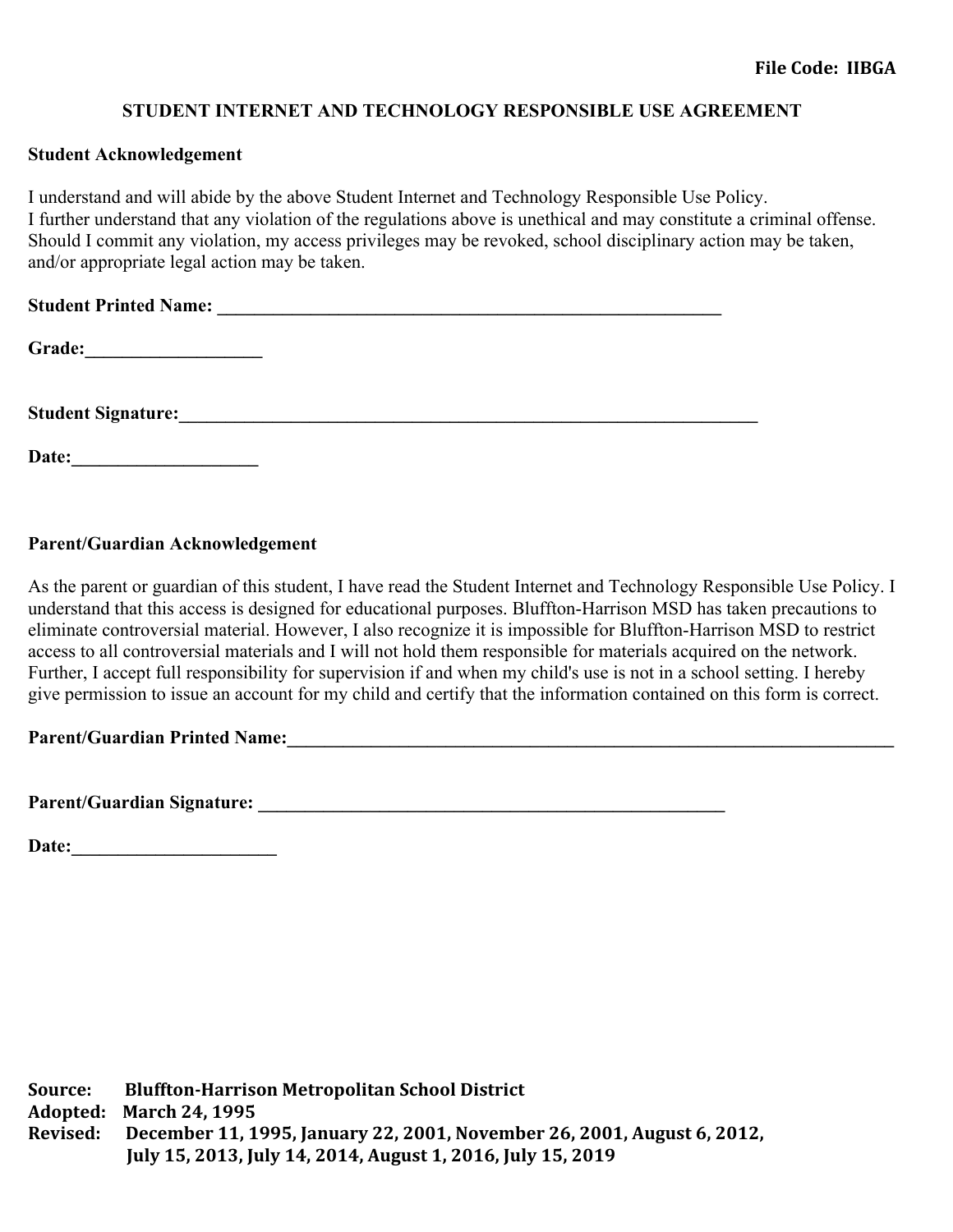**File Code: IIBGA**

# STUDENT INTERNET AND TECHNOLOGY RESPONSIBLE USE AGREEMENT

## Student Acknowledgement

I understand and will abide by the above Student Internet and Technology Responsible Use Policy.
I further understand that any violation of the regulations above is unethical and may constitute a criminal offense. Should I commit any violation, my access privileges may be revoked, school disciplinary action may be taken, and/or appropriate legal action may be taken.

**Student Printed Name: ___________________________________________________________**

**Grade:___________________**

**Student Signature:___________________________________________________________________**

**Date:____________________**

## Parent/Guardian Acknowledgement

As the parent or guardian of this student, I have read the Student Internet and Technology Responsible Use Policy. I understand that this access is designed for educational purposes. Bluffton-Harrison MSD has taken precautions to eliminate controversial material. However, I also recognize it is impossible for Bluffton-Harrison MSD to restrict access to all controversial materials and I will not hold them responsible for materials acquired on the network. Further, I accept full responsibility for supervision if and when my child's use is not in a school setting. I hereby give permission to issue an account for my child and certify that the information contained on this form is correct.

**Parent/Guardian Printed Name:_______________________________________________________________________**

**Parent/Guardian Signature: ______________________________________________________**

**Date:______________________**

**Source:** **Bluffton-Harrison Metropolitan School District**
**Adopted:** **March 24, 1995**
**Revised:** **December 11, 1995, January 22, 2001, November 26, 2001, August 6, 2012, July 15, 2013, July 14, 2014, August 1, 2016, July 15, 2019**